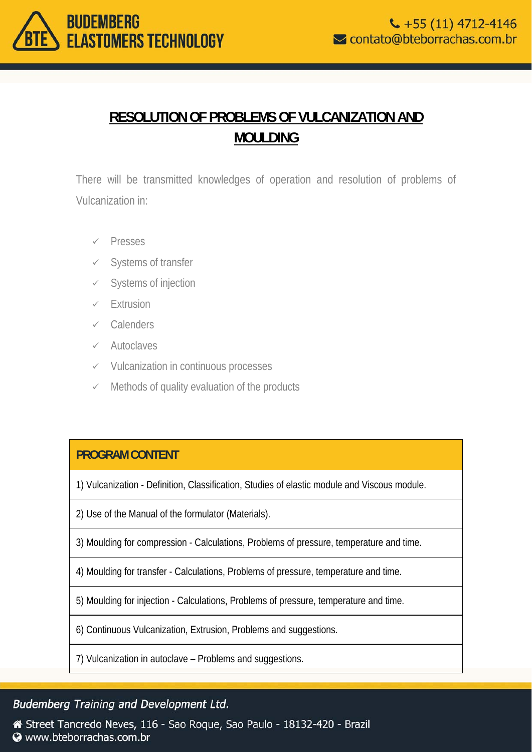# RESOLUTION OF PROBLEMS OF VULCANIZATION AND MOULDING

There will be transmitted knowledges of operation and resolution of problems of Vulcanization in:

- ✓ Presses
- ✓ Systems of transfer
- ✓ Systems of injection
- ✓ Extrusion
- ✓ Calenders
- ✓ Autoclaves
- ✓ Vulcanization in continuous processes
- ✓ Methods of quality evaluation of the products

| PROGRAM CONTENT |
|---|
| 1) Vulcanization - Definition, Classification, Studies of elastic module and Viscous module. |
| 2) Use of the Manual of the formulator (Materials). |
| 3) Moulding for compression - Calculations, Problems of pressure, temperature and time. |
| 4) Moulding for transfer - Calculations, Problems of pressure, temperature and time. |
| 5) Moulding for injection - Calculations, Problems of pressure, temperature and time. |
| 6) Continuous Vulcanization, Extrusion, Problems and suggestions. |
| 7) Vulcanization in autoclave – Problems and suggestions. |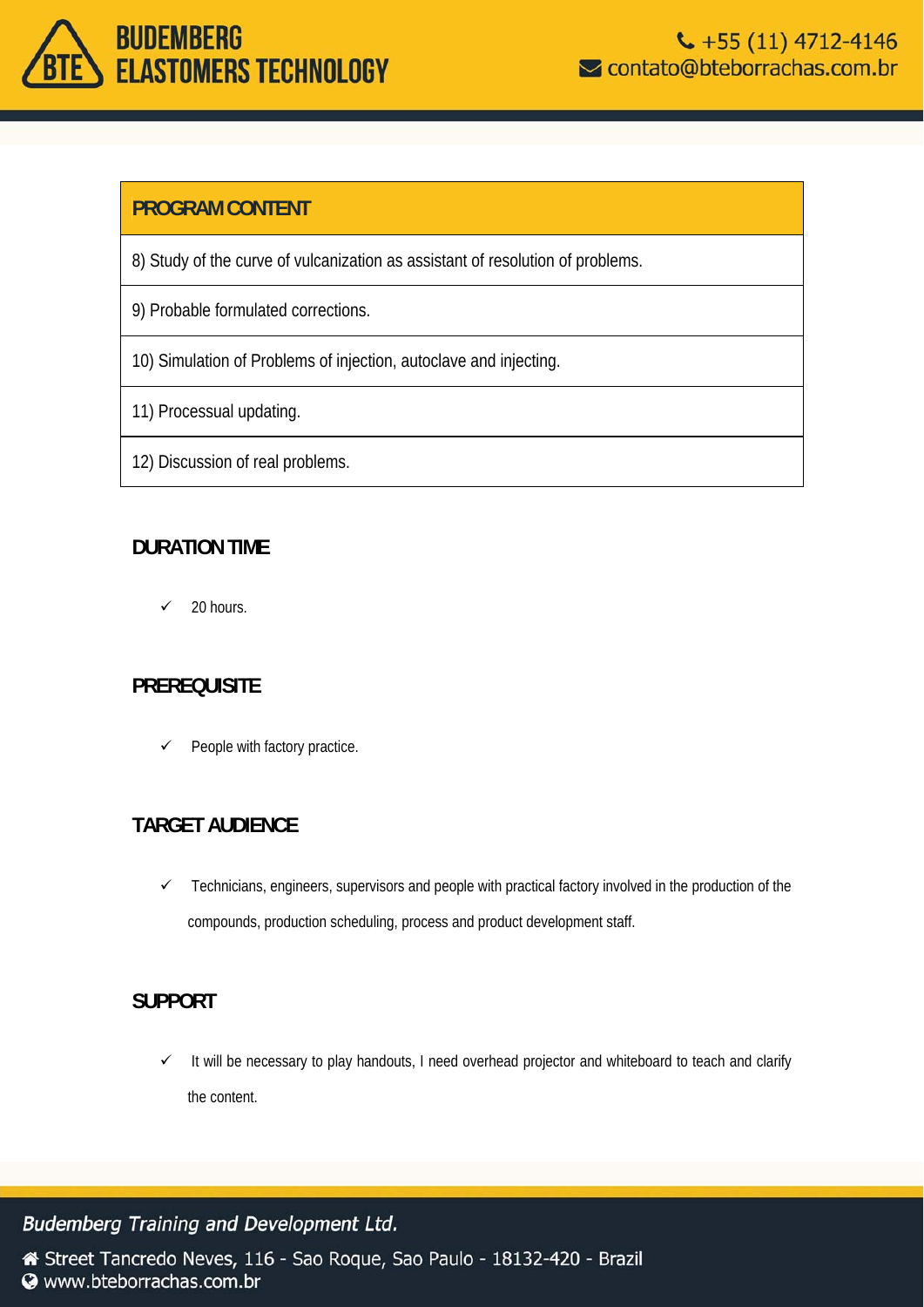| PROGRAM CONTENT |
| --- |
| 8) Study of the curve of vulcanization as assistant of resolution of problems. |
| 9) Probable formulated corrections. |
| 10) Simulation of Problems of injection, autoclave and injecting. |
| 11) Processual updating. |
| 12) Discussion of real problems. |

## DURATION TIME

- ✓ 20 hours.

## PREREQUISITE

- ✓ People with factory practice.

## TARGET AUDIENCE

- ✓ Technicians, engineers, supervisors and people with practical factory involved in the production of the compounds, production scheduling, process and product development staff.

## SUPPORT

- ✓ It will be necessary to play handouts, I need overhead projector and whiteboard to teach and clarify the content.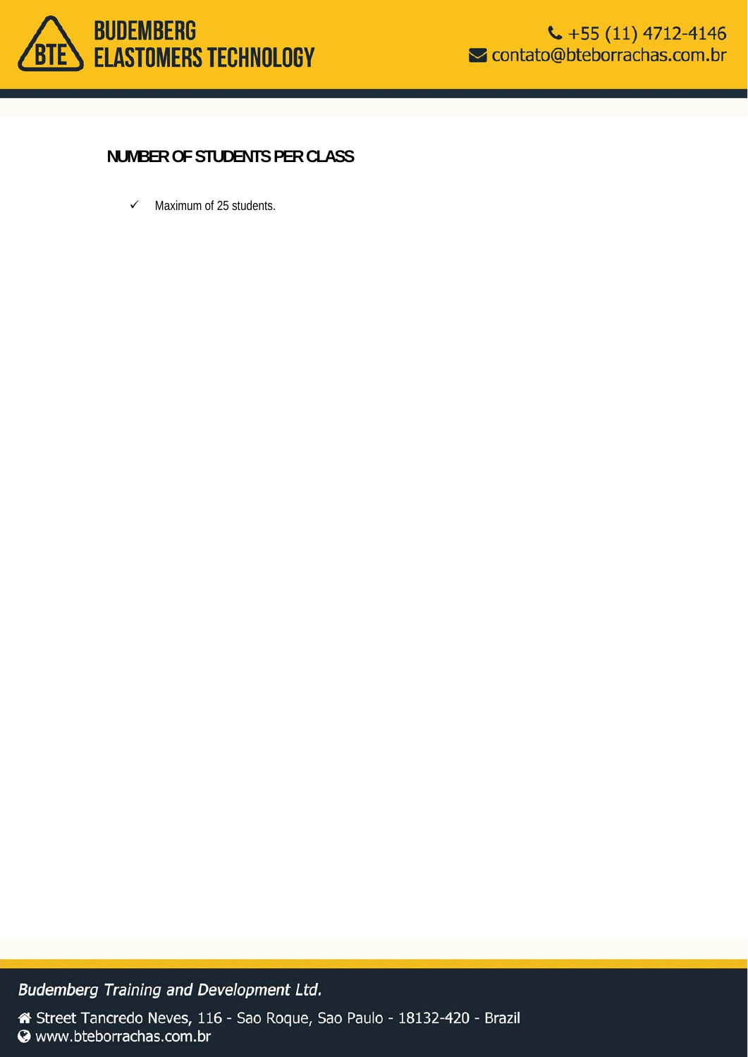## NUMBER OF STUDENTS PER CLASS

- ✓ Maximum of 25 students.